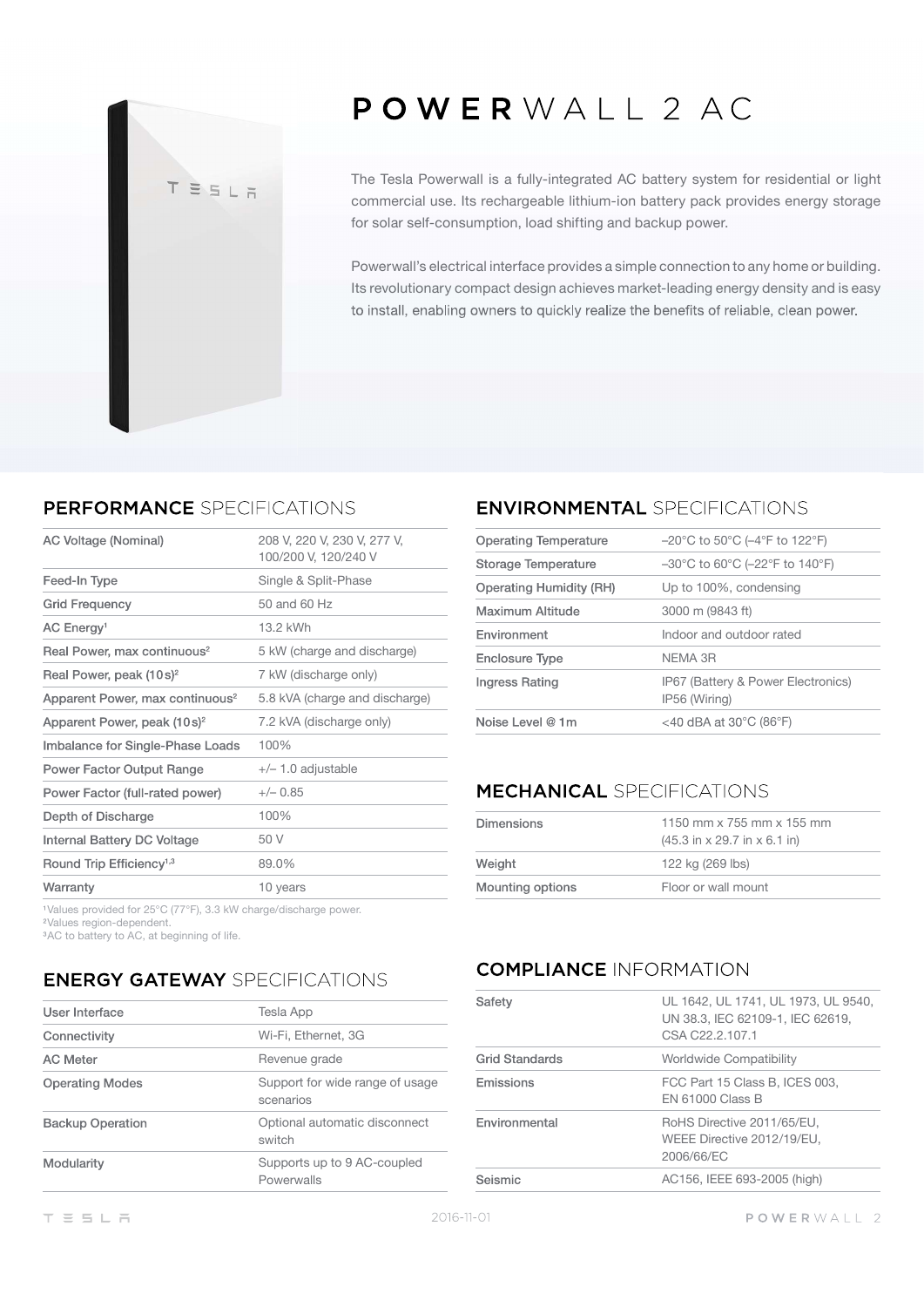# POWERWALL 2 AC

The Tesla Powerwall is a fully-integrated AC battery system for residential or light commercial use. Its rechargeable lithium-ion battery pack provides energy storage for solar self-consumption, load shifting and backup power.

Powerwall's electrical interface provides a simple connection to any home or building. Its revolutionary compact design achieves market-leading energy density and is easy to install, enabling owners to quickly realize the benefits of reliable, clean power.

## PERFORMANCE SPECIFICATIONS

| | |
|---|---|
| AC Voltage (Nominal) | 208 V, 220 V, 230 V, 277 V, 100/200 V, 120/240 V |
| Feed-In Type | Single & Split-Phase |
| Grid Frequency | 50 and 60 Hz |
| AC Energy[1] | 13.2 kWh |
| Real Power, max continuous[2] | 5 kW (charge and discharge) |
| Real Power, peak (10 s)[2] | 7 kW (discharge only) |
| Apparent Power, max continuous[2] | 5.8 kVA (charge and discharge) |
| Apparent Power, peak (10 s)[2] | 7.2 kVA (discharge only) |
| Imbalance for Single-Phase Loads | 100% |
| Power Factor Output Range | +/– 1.0 adjustable |
| Power Factor (full-rated power) | +/– 0.85 |
| Depth of Discharge | 100% |
| Internal Battery DC Voltage | 50 V |
| Round Trip Efficiency[1,3] | 89.0% |
| Warranty | 10 years |

[1]Values provided for 25°C (77°F), 3.3 kW charge/discharge power.
[2]Values region-dependent.
[3]AC to battery to AC, at beginning of life.

## ENERGY GATEWAY SPECIFICATIONS

| | |
|---|---|
| User Interface | Tesla App |
| Connectivity | Wi-Fi, Ethernet, 3G |
| AC Meter | Revenue grade |
| Operating Modes | Support for wide range of usage scenarios |
| Backup Operation | Optional automatic disconnect switch |
| Modularity | Supports up to 9 AC-coupled Powerwalls |

## ENVIRONMENTAL SPECIFICATIONS

| | |
|---|---|
| Operating Temperature | –20°C to 50°C (–4°F to 122°F) |
| Storage Temperature | –30°C to 60°C (–22°F to 140°F) |
| Operating Humidity (RH) | Up to 100%, condensing |
| Maximum Altitude | 3000 m (9843 ft) |
| Environment | Indoor and outdoor rated |
| Enclosure Type | NEMA 3R |
| Ingress Rating | IP67 (Battery & Power Electronics) IP56 (Wiring) |
| Noise Level @ 1 m | <40 dBA at 30°C (86°F) |

## MECHANICAL SPECIFICATIONS

| | |
|---|---|
| Dimensions | 1150 mm x 755 mm x 155 mm (45.3 in x 29.7 in x 6.1 in) |
| Weight | 122 kg (269 lbs) |
| Mounting options | Floor or wall mount |

## COMPLIANCE INFORMATION

| | |
|---|---|
| Safety | UL 1642, UL 1741, UL 1973, UL 9540, UN 38.3, IEC 62109-1, IEC 62619, CSA C22.2.107.1 |
| Grid Standards | Worldwide Compatibility |
| Emissions | FCC Part 15 Class B, ICES 003, EN 61000 Class B |
| Environmental | RoHS Directive 2011/65/EU, WEEE Directive 2012/19/EU, 2006/66/EC |
| Seismic | AC156, IEEE 693-2005 (high) |

2016-11-01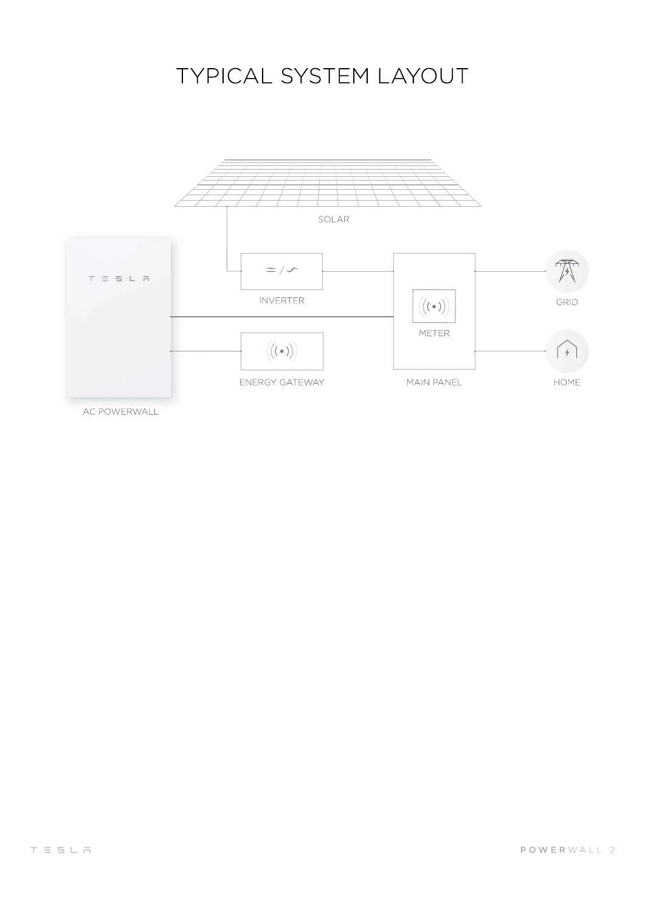# TYPICAL SYSTEM LAYOUT

SOLAR

INVERTER

ENERGY GATEWAY

METER

MAIN PANEL

GRID

HOME

AC POWERWALL